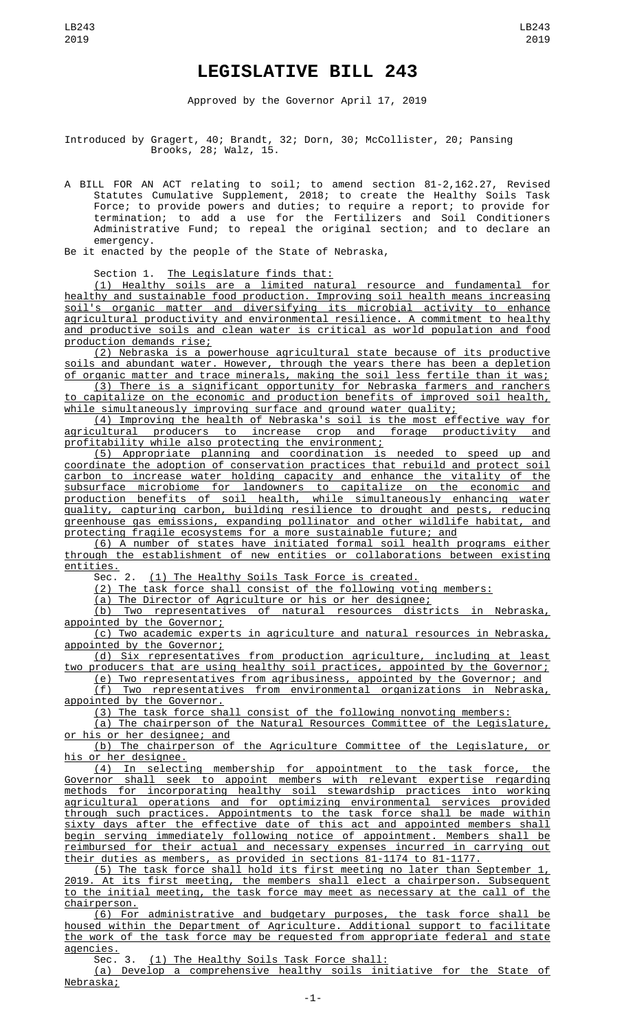# LEGISLATIVE BILL 243

Approved by the Governor April 17, 2019

Introduced by Gragert, 40; Brandt, 32; Dorn, 30; McCollister, 20; Pansing Brooks, 28; Walz, 15.

A BILL FOR AN ACT relating to soil; to amend section 81-2,162.27, Revised Statutes Cumulative Supplement, 2018; to create the Healthy Soils Task Force; to provide powers and duties; to require a report; to provide for termination; to add a use for the Fertilizers and Soil Conditioners Administrative Fund; to repeal the original section; and to declare an emergency.

Be it enacted by the people of the State of Nebraska,

Section 1. The Legislature finds that:

(1) Healthy soils are a limited natural resource and fundamental for healthy and sustainable food production. Improving soil health means increasing soil's organic matter and diversifying its microbial activity to enhance agricultural productivity and environmental resilience. A commitment to healthy and productive soils and clean water is critical as world population and food production demands rise;

(2) Nebraska is a powerhouse agricultural state because of its productive soils and abundant water. However, through the years there has been a depletion of organic matter and trace minerals, making the soil less fertile than it was;

(3) There is a significant opportunity for Nebraska farmers and ranchers to capitalize on the economic and production benefits of improved soil health, while simultaneously improving surface and ground water quality;

(4) Improving the health of Nebraska's soil is the most effective way for agricultural producers to increase crop and forage productivity and profitability while also protecting the environment;

(5) Appropriate planning and coordination is needed to speed up and coordinate the adoption of conservation practices that rebuild and protect soil carbon to increase water holding capacity and enhance the vitality of the subsurface microbiome for landowners to capitalize on the economic and production benefits of soil health, while simultaneously enhancing water quality, capturing carbon, building resilience to drought and pests, reducing greenhouse gas emissions, expanding pollinator and other wildlife habitat, and protecting fragile ecosystems for a more sustainable future; and

(6) A number of states have initiated formal soil health programs either through the establishment of new entities or collaborations between existing entities.

Sec. 2. (1) The Healthy Soils Task Force is created.

(2) The task force shall consist of the following voting members:

(a) The Director of Agriculture or his or her designee;

(b) Two representatives of natural resources districts in Nebraska, appointed by the Governor;

(c) Two academic experts in agriculture and natural resources in Nebraska, appointed by the Governor;

(d) Six representatives from production agriculture, including at least two producers that are using healthy soil practices, appointed by the Governor;

(e) Two representatives from agribusiness, appointed by the Governor; and

(f) Two representatives from environmental organizations in Nebraska, appointed by the Governor.

(3) The task force shall consist of the following nonvoting members:

(a) The chairperson of the Natural Resources Committee of the Legislature, or his or her designee; and

(b) The chairperson of the Agriculture Committee of the Legislature, or his or her designee.

(4) In selecting membership for appointment to the task force, the Governor shall seek to appoint members with relevant expertise regarding methods for incorporating healthy soil stewardship practices into working agricultural operations and for optimizing environmental services provided through such practices. Appointments to the task force shall be made within sixty days after the effective date of this act and appointed members shall begin serving immediately following notice of appointment. Members shall be reimbursed for their actual and necessary expenses incurred in carrying out their duties as members, as provided in sections 81-1174 to 81-1177.

(5) The task force shall hold its first meeting no later than September 1, 2019. At its first meeting, the members shall elect a chairperson. Subsequent to the initial meeting, the task force may meet as necessary at the call of the chairperson.

(6) For administrative and budgetary purposes, the task force shall be housed within the Department of Agriculture. Additional support to facilitate the work of the task force may be requested from appropriate federal and state agencies.

Sec. 3. (1) The Healthy Soils Task Force shall:

(a) Develop a comprehensive healthy soils initiative for the State of Nebraska;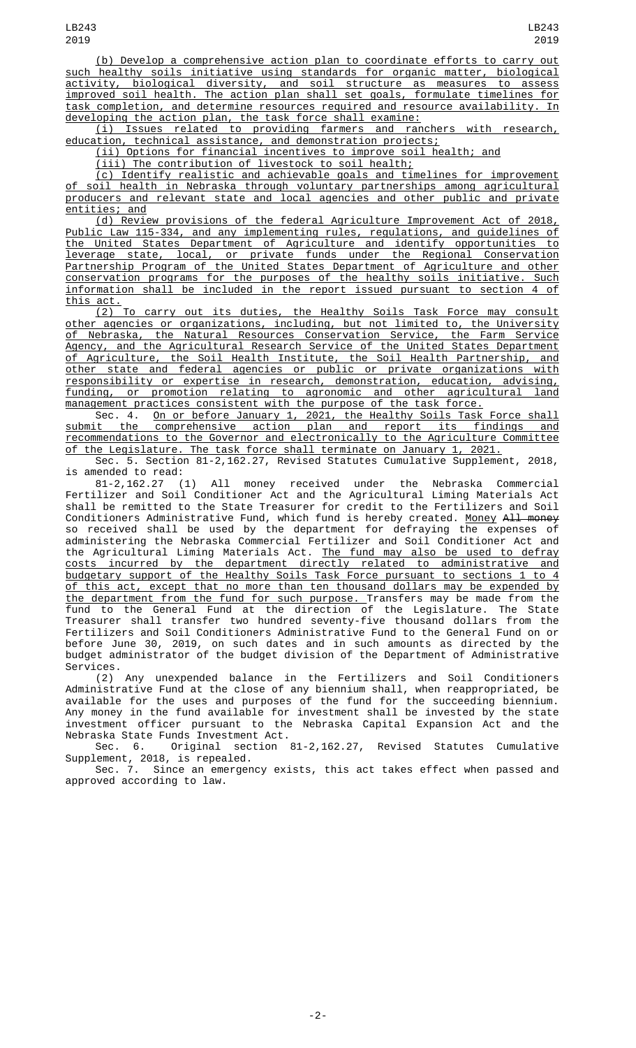(b) Develop a comprehensive action plan to coordinate efforts to carry out such healthy soils initiative using standards for organic matter, biological activity, biological diversity, and soil structure as measures to assess improved soil health. The action plan shall set goals, formulate timelines for task completion, and determine resources required and resource availability. In developing the action plan, the task force shall examine:

(i) Issues related to providing farmers and ranchers with research, education, technical assistance, and demonstration projects;

(ii) Options for financial incentives to improve soil health; and

(iii) The contribution of livestock to soil health;

(c) Identify realistic and achievable goals and timelines for improvement of soil health in Nebraska through voluntary partnerships among agricultural producers and relevant state and local agencies and other public and private entities; and

(d) Review provisions of the federal Agriculture Improvement Act of 2018, Public Law 115-334, and any implementing rules, regulations, and guidelines of the United States Department of Agriculture and identify opportunities to leverage state, local, or private funds under the Regional Conservation Partnership Program of the United States Department of Agriculture and other conservation programs for the purposes of the healthy soils initiative. Such information shall be included in the report issued pursuant to section 4 of this act.

(2) To carry out its duties, the Healthy Soils Task Force may consult other agencies or organizations, including, but not limited to, the University of Nebraska, the Natural Resources Conservation Service, the Farm Service Agency, and the Agricultural Research Service of the United States Department of Agriculture, the Soil Health Institute, the Soil Health Partnership, and other state and federal agencies or public or private organizations with responsibility or expertise in research, demonstration, education, advising, funding, or promotion relating to agronomic and other agricultural land management practices consistent with the purpose of the task force.

Sec. 4. On or before January 1, 2021, the Healthy Soils Task Force shall submit the comprehensive action plan and report its findings and recommendations to the Governor and electronically to the Agriculture Committee of the Legislature. The task force shall terminate on January 1, 2021.

Sec. 5. Section 81-2,162.27, Revised Statutes Cumulative Supplement, 2018, is amended to read:

81-2,162.27 (1) All money received under the Nebraska Commercial Fertilizer and Soil Conditioner Act and the Agricultural Liming Materials Act shall be remitted to the State Treasurer for credit to the Fertilizers and Soil Conditioners Administrative Fund, which fund is hereby created. Money ~~All money~~ so received shall be used by the department for defraying the expenses of administering the Nebraska Commercial Fertilizer and Soil Conditioner Act and the Agricultural Liming Materials Act. The fund may also be used to defray costs incurred by the department directly related to administrative and budgetary support of the Healthy Soils Task Force pursuant to sections 1 to 4 of this act, except that no more than ten thousand dollars may be expended by the department from the fund for such purpose. Transfers may be made from the fund to the General Fund at the direction of the Legislature. The State Treasurer shall transfer two hundred seventy-five thousand dollars from the Fertilizers and Soil Conditioners Administrative Fund to the General Fund on or before June 30, 2019, on such dates and in such amounts as directed by the budget administrator of the budget division of the Department of Administrative Services.

(2) Any unexpended balance in the Fertilizers and Soil Conditioners Administrative Fund at the close of any biennium shall, when reappropriated, be available for the uses and purposes of the fund for the succeeding biennium. Any money in the fund available for investment shall be invested by the state investment officer pursuant to the Nebraska Capital Expansion Act and the Nebraska State Funds Investment Act.

Sec. 6. Original section 81-2,162.27, Revised Statutes Cumulative Supplement, 2018, is repealed.

Sec. 7. Since an emergency exists, this act takes effect when passed and approved according to law.